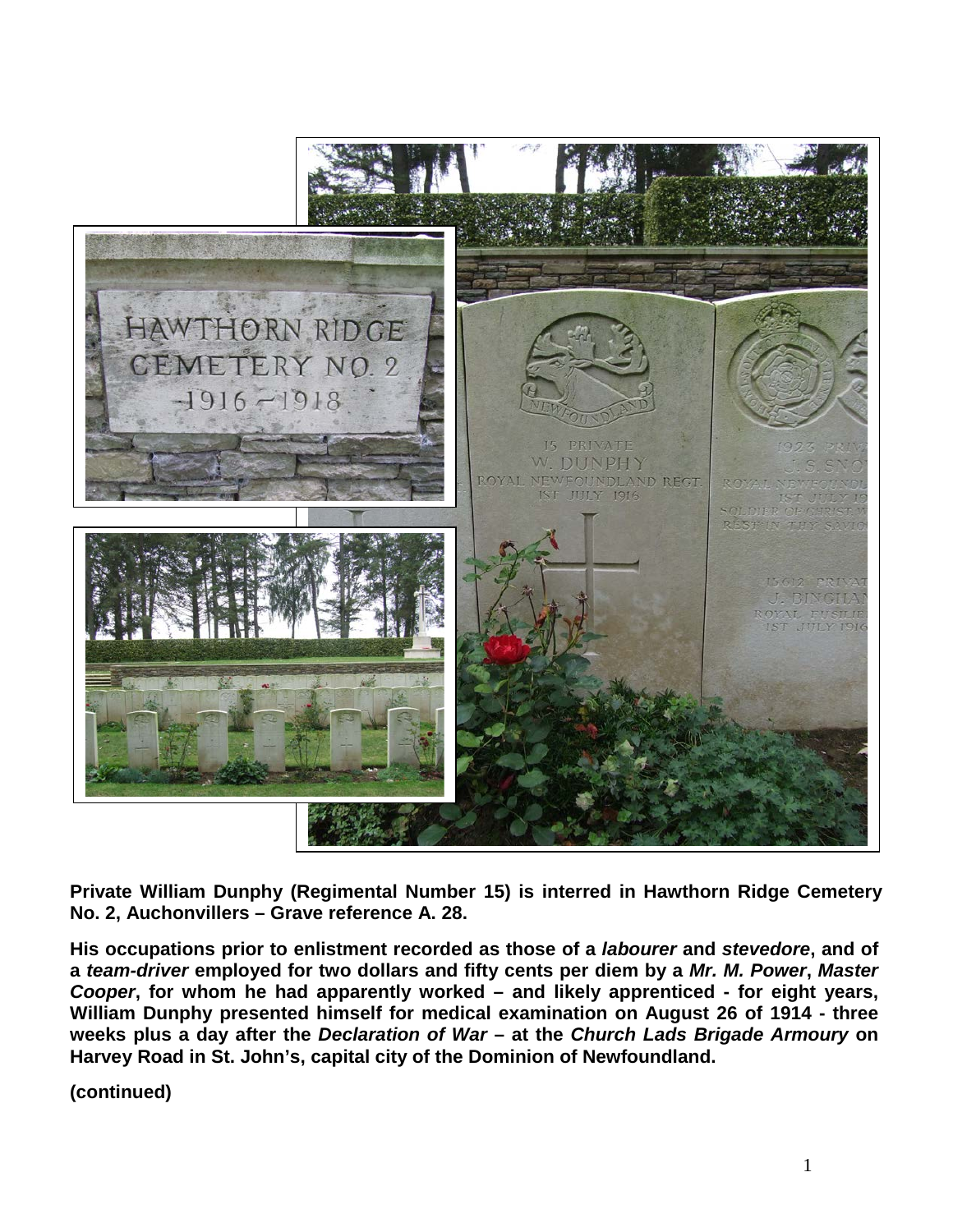**Private William Dunphy (Regimental Number 15) is interred in Hawthorn Ridge Cemetery No. 2, Auchonvillers – Grave reference A. 28.**

**His occupations prior to enlistment recorded as those of a *labourer* and *stevedore*, and of a *team-driver* employed for two dollars and fifty cents per diem by a *Mr. M. Power*, *Master Cooper*, for whom he had apparently worked – and likely apprenticed - for eight years, William Dunphy presented himself for medical examination on August 26 of 1914 - three weeks plus a day after the *Declaration of War* – at the *Church Lads Brigade Armoury* on Harvey Road in St. John's, capital city of the Dominion of Newfoundland.**

**(continued)**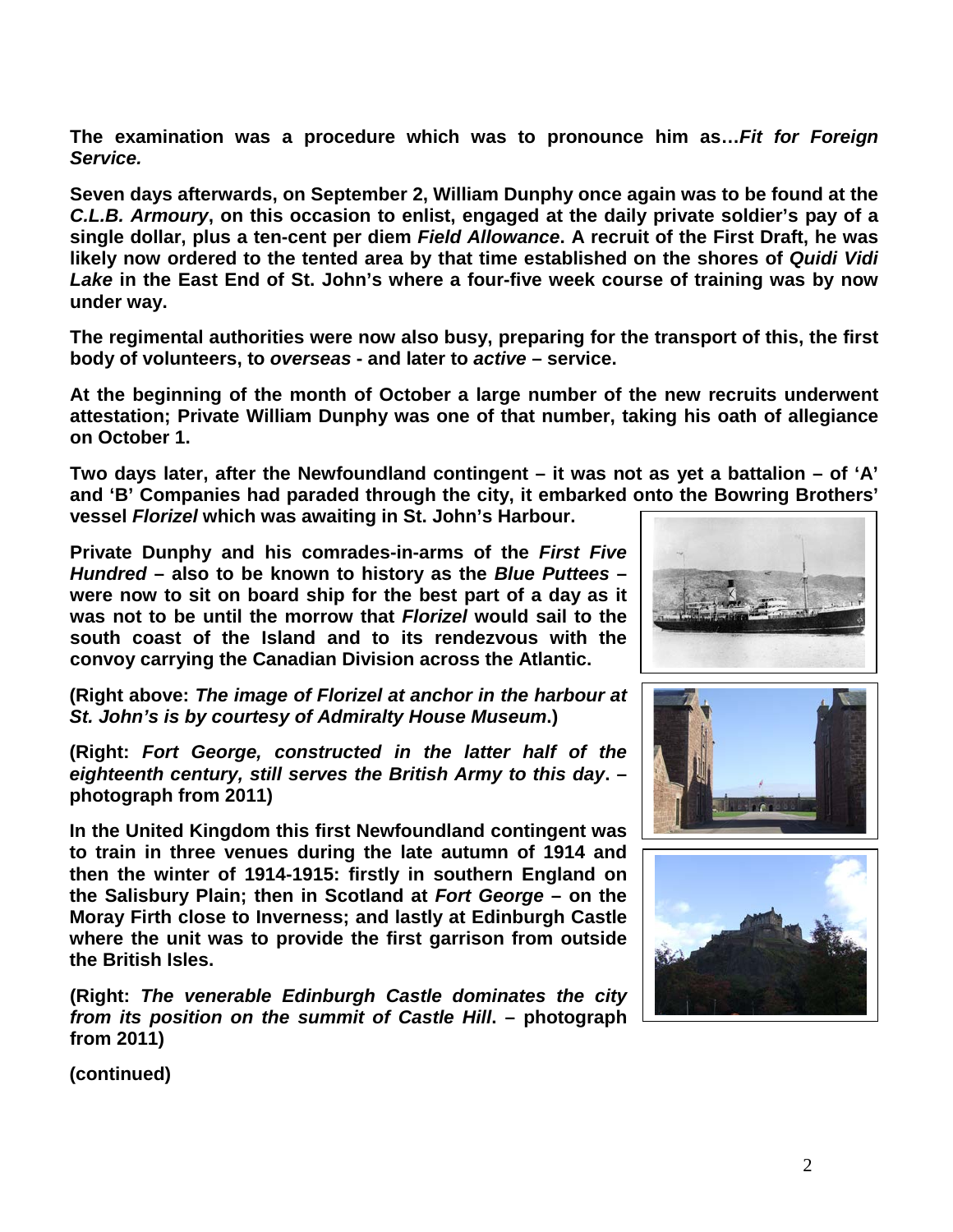**The examination was a procedure which was to pronounce him as…*Fit for Foreign Service.***

**Seven days afterwards, on September 2, William Dunphy once again was to be found at the *C.L.B. Armoury*, on this occasion to enlist, engaged at the daily private soldier's pay of a single dollar, plus a ten-cent per diem *Field Allowance*. A recruit of the First Draft, he was likely now ordered to the tented area by that time established on the shores of *Quidi Vidi Lake* in the East End of St. John's where a four-five week course of training was by now under way.**

**The regimental authorities were now also busy, preparing for the transport of this, the first body of volunteers, to *overseas* - and later to *active* – service.**

**At the beginning of the month of October a large number of the new recruits underwent attestation; Private William Dunphy was one of that number, taking his oath of allegiance on October 1.**

**Two days later, after the Newfoundland contingent – it was not as yet a battalion – of 'A' and 'B' Companies had paraded through the city, it embarked onto the Bowring Brothers' vessel *Florizel* which was awaiting in St. John's Harbour.**

**Private Dunphy and his comrades-in-arms of the *First Five Hundred* – also to be known to history as the *Blue Puttees* – were now to sit on board ship for the best part of a day as it was not to be until the morrow that *Florizel* would sail to the south coast of the Island and to its rendezvous with the convoy carrying the Canadian Division across the Atlantic.**

**(Right above: *The image of Florizel at anchor in the harbour at St. John's is by courtesy of Admiralty House Museum*.)**

**(Right: *Fort George, constructed in the latter half of the eighteenth century, still serves the British Army to this day*. – photograph from 2011)**

**In the United Kingdom this first Newfoundland contingent was to train in three venues during the late autumn of 1914 and then the winter of 1914-1915: firstly in southern England on the Salisbury Plain; then in Scotland at *Fort George* – on the Moray Firth close to Inverness; and lastly at Edinburgh Castle where the unit was to provide the first garrison from outside the British Isles.**

**(Right: *The venerable Edinburgh Castle dominates the city from its position on the summit of Castle Hill*. – photograph from 2011)**

**(continued)**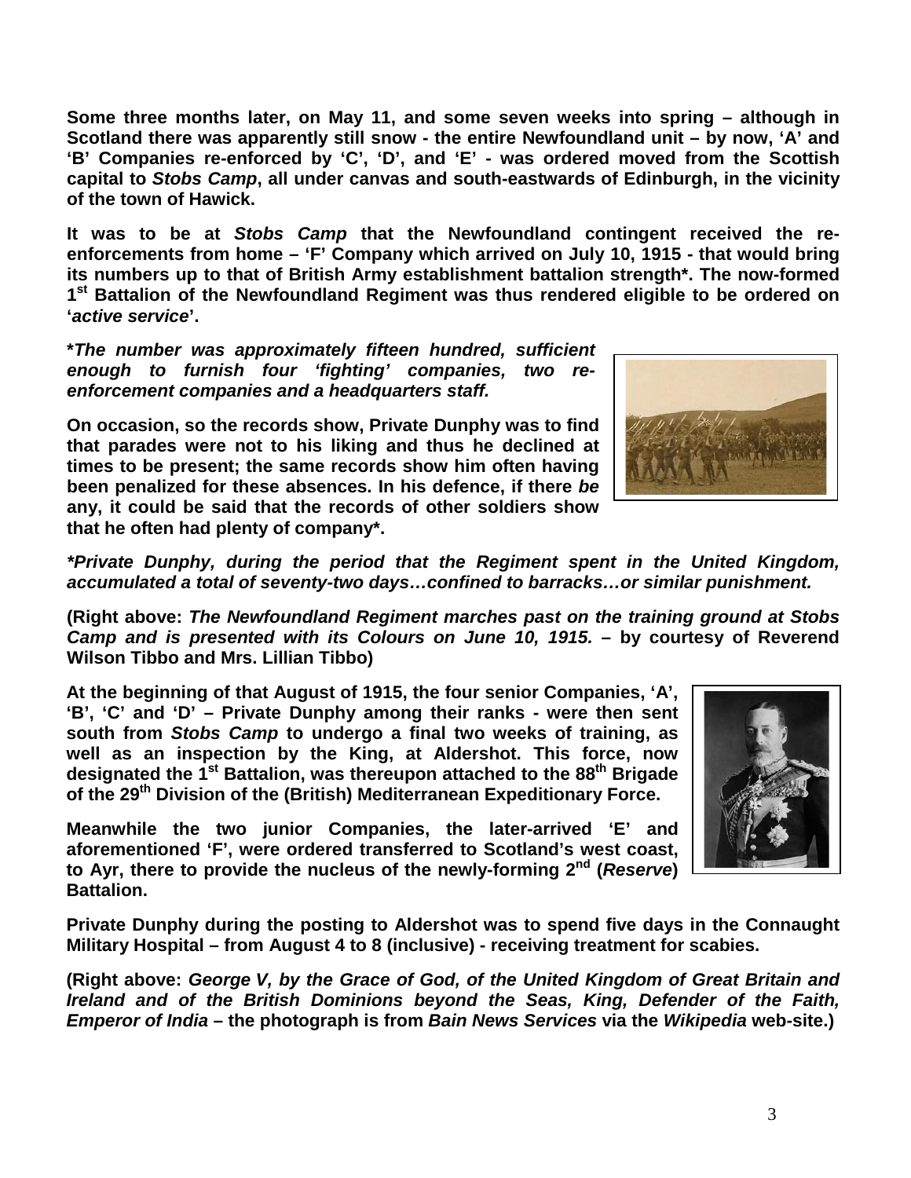**Some three months later, on May 11, and some seven weeks into spring – although in Scotland there was apparently still snow - the entire Newfoundland unit – by now, 'A' and 'B' Companies re-enforced by 'C', 'D', and 'E' - was ordered moved from the Scottish capital to *Stobs Camp*, all under canvas and south-eastwards of Edinburgh, in the vicinity of the town of Hawick.**

**It was to be at *Stobs Camp* that the Newfoundland contingent received the re-enforcements from home – 'F' Company which arrived on July 10, 1915 - that would bring its numbers up to that of British Army establishment battalion strength*. The now-formed 1st Battalion of the Newfoundland Regiment was thus rendered eligible to be ordered on '*active service*'.**

***The number was approximately fifteen hundred, sufficient enough to furnish four 'fighting' companies, two re-enforcement companies and a headquarters staff.***

**On occasion, so the records show, Private Dunphy was to find that parades were not to his liking and thus he declined at times to be present; the same records show him often having been penalized for these absences. In his defence, if there *be* any, it could be said that the records of other soldiers show that he often had plenty of company*.**

***Private Dunphy, during the period that the Regiment spent in the United Kingdom, accumulated a total of seventy-two days…confined to barracks…or similar punishment.***

**(Right above: *The Newfoundland Regiment marches past on the training ground at Stobs Camp and is presented with its Colours on June 10, 1915.* – by courtesy of Reverend Wilson Tibbo and Mrs. Lillian Tibbo)**

**At the beginning of that August of 1915, the four senior Companies, 'A', 'B', 'C' and 'D' – Private Dunphy among their ranks - were then sent south from *Stobs Camp* to undergo a final two weeks of training, as well as an inspection by the King, at Aldershot. This force, now designated the 1st Battalion, was thereupon attached to the 88th Brigade of the 29th Division of the (British) Mediterranean Expeditionary Force.**

**Meanwhile the two junior Companies, the later-arrived 'E' and aforementioned 'F', were ordered transferred to Scotland's west coast, to Ayr, there to provide the nucleus of the newly-forming 2nd (*Reserve*) Battalion.**

**Private Dunphy during the posting to Aldershot was to spend five days in the Connaught Military Hospital – from August 4 to 8 (inclusive) - receiving treatment for scabies.**

**(Right above: *George V, by the Grace of God, of the United Kingdom of Great Britain and Ireland and of the British Dominions beyond the Seas, King, Defender of the Faith, Emperor of India* – the photograph is from *Bain News Services* via the *Wikipedia* web-site.)**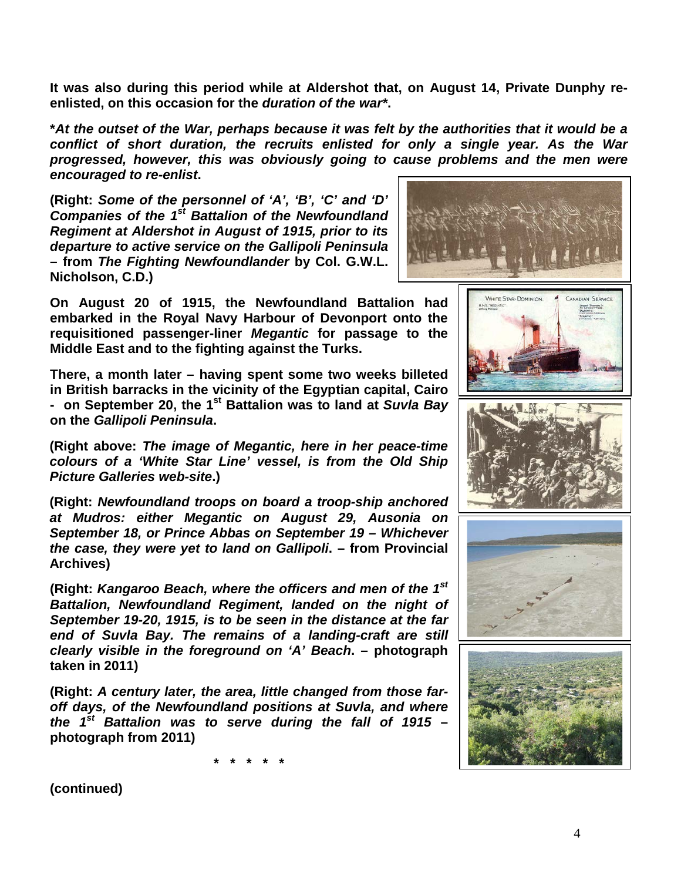**It was also during this period while at Aldershot that, on August 14, Private Dunphy re-enlisted, on this occasion for the *duration of the war****.**

***At the outset of the War, perhaps because it was felt by the authorities that it would be a conflict of short duration, the recruits enlisted for only a single year. As the War progressed, however, this was obviously going to cause problems and the men were encouraged to re-enlist*.**

**(Right: *Some of the personnel of 'A', 'B', 'C' and 'D' Companies of the 1st Battalion of the Newfoundland Regiment at Aldershot in August of 1915, prior to its departure to active service on the Gallipoli Peninsula* – from *The Fighting Newfoundlander* by Col. G.W.L. Nicholson, C.D.)**

**On August 20 of 1915, the Newfoundland Battalion had embarked in the Royal Navy Harbour of Devonport onto the requisitioned passenger-liner *Megantic* for passage to the Middle East and to the fighting against the Turks.**

**There, a month later – having spent some two weeks billeted in British barracks in the vicinity of the Egyptian capital, Cairo - on September 20, the 1st Battalion was to land at *Suvla Bay* on the *Gallipoli Peninsula*.**

**(Right above: *The image of Megantic, here in her peace-time colours of a 'White Star Line' vessel, is from the Old Ship Picture Galleries web-site*.)**

**(Right: *Newfoundland troops on board a troop-ship anchored at Mudros: either Megantic on August 29, Ausonia on September 18, or Prince Abbas on September 19 – Whichever the case, they were yet to land on Gallipoli*. – from Provincial Archives)**

**(Right: *Kangaroo Beach, where the officers and men of the 1st Battalion, Newfoundland Regiment, landed on the night of September 19-20, 1915, is to be seen in the distance at the far end of Suvla Bay. The remains of a landing-craft are still clearly visible in the foreground on 'A' Beach*. – photograph taken in 2011)**

**(Right: *A century later, the area, little changed from those far-off days, of the Newfoundland positions at Suvla, and where the 1st Battalion was to serve during the fall of 1915* – photograph from 2011)**

**\* \* \* \* \***

**(continued)**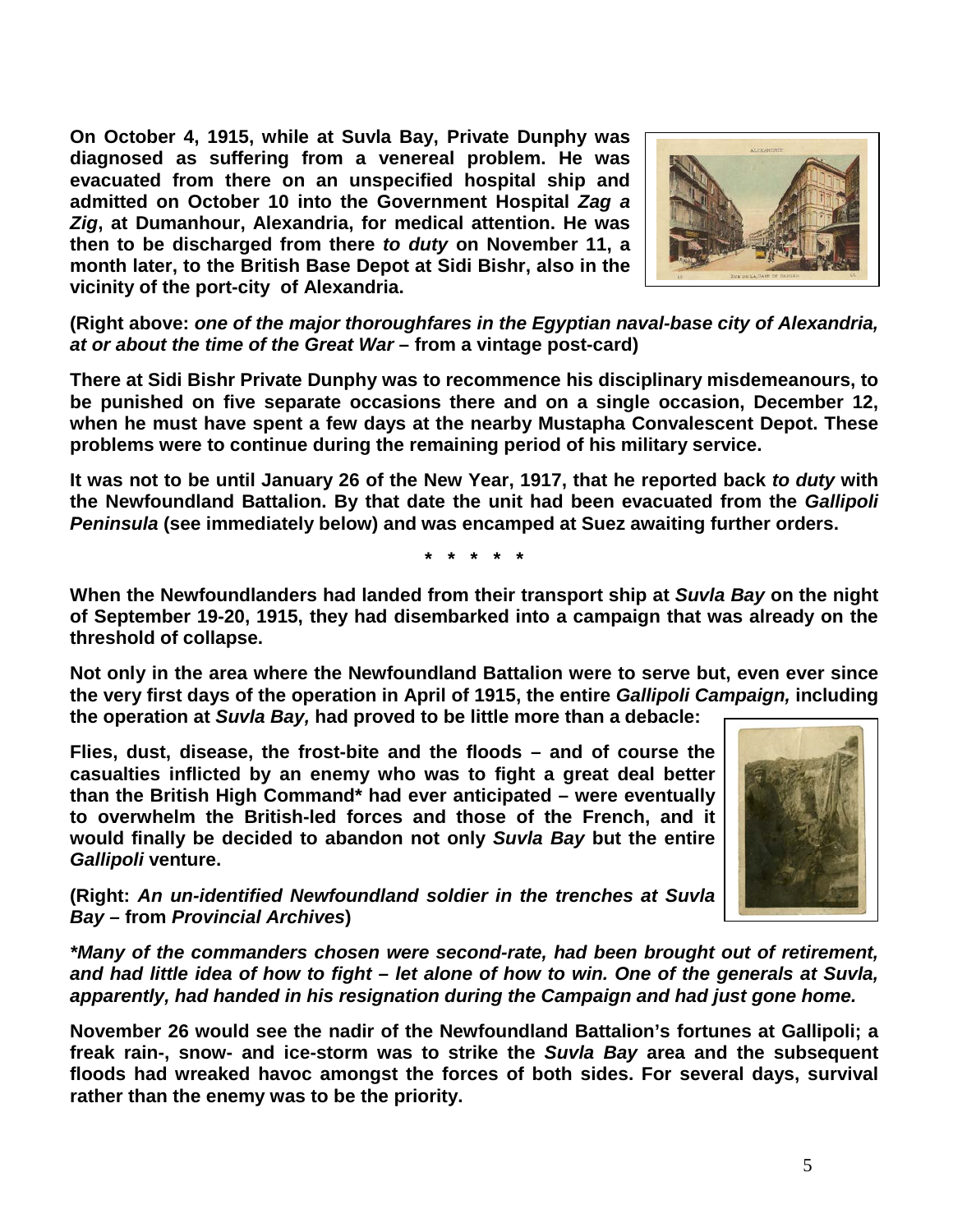**On October 4, 1915, while at Suvla Bay, Private Dunphy was diagnosed as suffering from a venereal problem. He was evacuated from there on an unspecified hospital ship and admitted on October 10 into the Government Hospital *Zag a Zig*, at Dumanhour, Alexandria, for medical attention. He was then to be discharged from there *to duty* on November 11, a month later, to the British Base Depot at Sidi Bishr, also in the vicinity of the port-city of Alexandria.**

**(Right above: *one of the major thoroughfares in the Egyptian naval-base city of Alexandria, at or about the time of the Great War* – from a vintage post-card)**

**There at Sidi Bishr Private Dunphy was to recommence his disciplinary misdemeanours, to be punished on five separate occasions there and on a single occasion, December 12, when he must have spent a few days at the nearby Mustapha Convalescent Depot. These problems were to continue during the remaining period of his military service.**

**It was not to be until January 26 of the New Year, 1917, that he reported back *to duty* with the Newfoundland Battalion. By that date the unit had been evacuated from the *Gallipoli Peninsula* (see immediately below) and was encamped at Suez awaiting further orders.**

**\* \* \* \* \***

**When the Newfoundlanders had landed from their transport ship at *Suvla Bay* on the night of September 19-20, 1915, they had disembarked into a campaign that was already on the threshold of collapse.**

**Not only in the area where the Newfoundland Battalion were to serve but, even ever since the very first days of the operation in April of 1915, the entire *Gallipoli Campaign,* including the operation at *Suvla Bay,* had proved to be little more than a debacle:**

**Flies, dust, disease, the frost-bite and the floods – and of course the casualties inflicted by an enemy who was to fight a great deal better than the British High Command\* had ever anticipated – were eventually to overwhelm the British-led forces and those of the French, and it would finally be decided to abandon not only *Suvla Bay* but the entire *Gallipoli* venture.**

**(Right: *An un-identified Newfoundland soldier in the trenches at Suvla Bay* – from *Provincial Archives*)**

***\*Many of the commanders chosen were second-rate, had been brought out of retirement, and had little idea of how to fight – let alone of how to win. One of the generals at Suvla, apparently, had handed in his resignation during the Campaign and had just gone home.***

**November 26 would see the nadir of the Newfoundland Battalion's fortunes at Gallipoli; a freak rain-, snow- and ice-storm was to strike the *Suvla Bay* area and the subsequent floods had wreaked havoc amongst the forces of both sides. For several days, survival rather than the enemy was to be the priority.**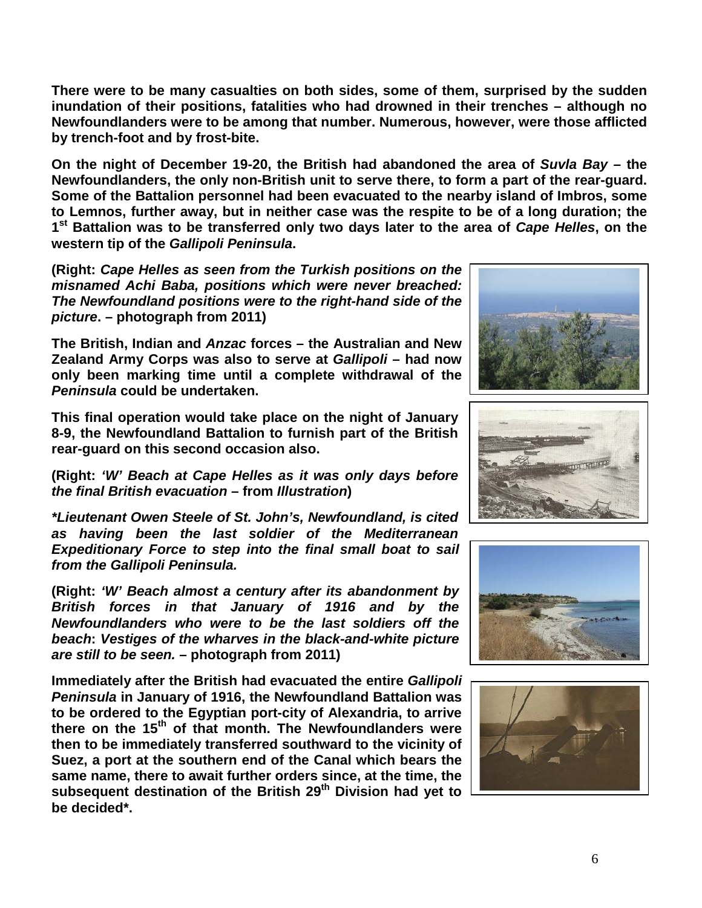**There were to be many casualties on both sides, some of them, surprised by the sudden inundation of their positions, fatalities who had drowned in their trenches – although no Newfoundlanders were to be among that number. Numerous, however, were those afflicted by trench-foot and by frost-bite.**

**On the night of December 19-20, the British had abandoned the area of *Suvla Bay* – the Newfoundlanders, the only non-British unit to serve there, to form a part of the rear-guard. Some of the Battalion personnel had been evacuated to the nearby island of Imbros, some to Lemnos, further away, but in neither case was the respite to be of a long duration; the 1st Battalion was to be transferred only two days later to the area of *Cape Helles*, on the western tip of the *Gallipoli Peninsula*.**

**(Right: *Cape Helles as seen from the Turkish positions on the misnamed Achi Baba, positions which were never breached: The Newfoundland positions were to the right-hand side of the picture*. – photograph from 2011)**

**The British, Indian and *Anzac* forces – the Australian and New Zealand Army Corps was also to serve at *Gallipoli* – had now only been marking time until a complete withdrawal of the *Peninsula* could be undertaken.**

**This final operation would take place on the night of January 8-9, the Newfoundland Battalion to furnish part of the British rear-guard on this second occasion also.**

**(Right: *'W' Beach at Cape Helles as it was only days before the final British evacuation* – from *Illustration*)**

***\*Lieutenant Owen Steele of St. John's, Newfoundland, is cited as having been the last soldier of the Mediterranean Expeditionary Force to step into the final small boat to sail from the Gallipoli Peninsula.***

**(Right: *'W' Beach almost a century after its abandonment by British forces in that January of 1916 and by the Newfoundlanders who were to be the last soldiers off the beach*: *Vestiges of the wharves in the black-and-white picture are still to be seen.* – photograph from 2011)**

**Immediately after the British had evacuated the entire *Gallipoli Peninsula* in January of 1916, the Newfoundland Battalion was to be ordered to the Egyptian port-city of Alexandria, to arrive there on the 15th of that month. The Newfoundlanders were then to be immediately transferred southward to the vicinity of Suez, a port at the southern end of the Canal which bears the same name, there to await further orders since, at the time, the subsequent destination of the British 29th Division had yet to be decided\*.**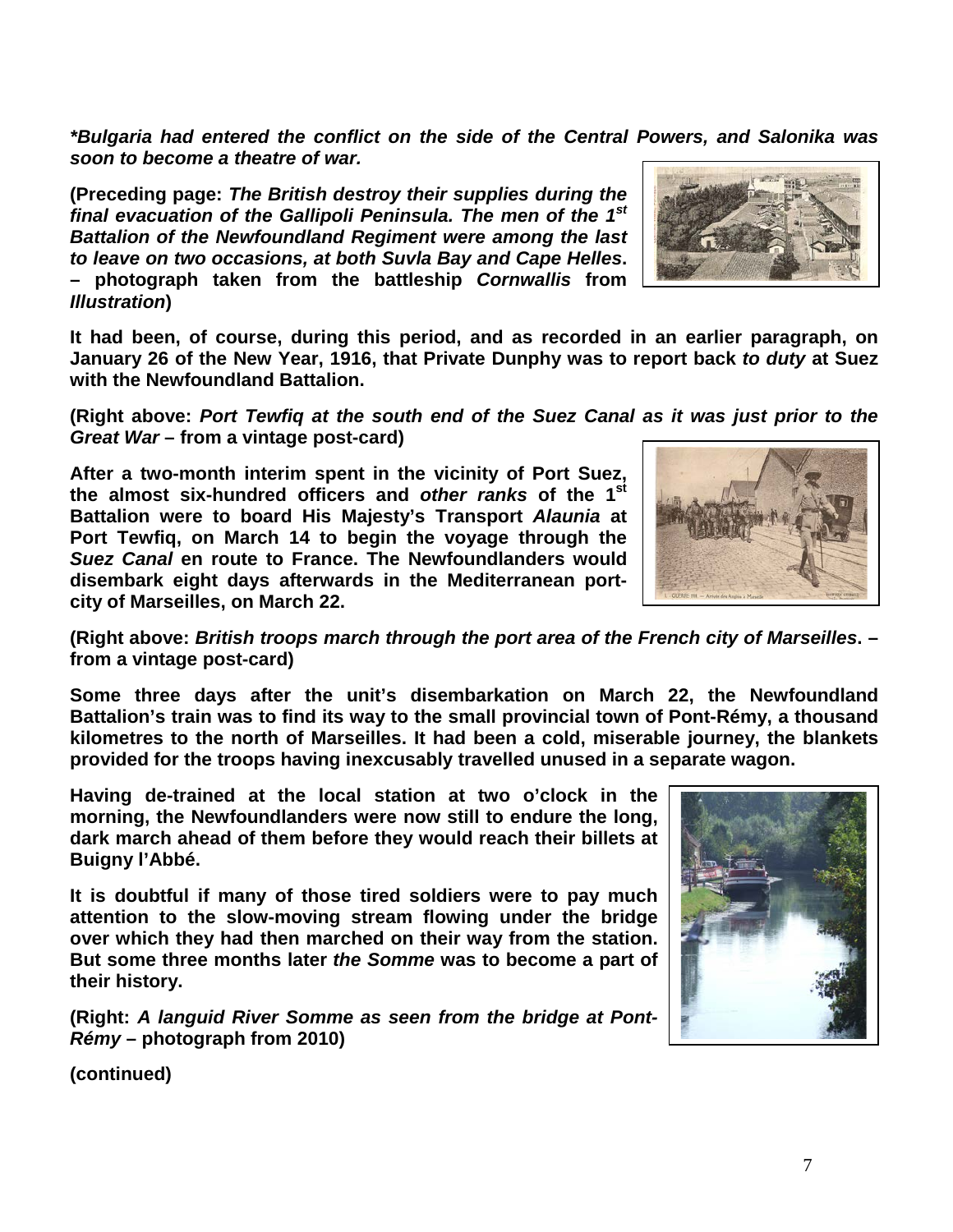***Bulgaria had entered the conflict on the side of the Central Powers, and Salonika was soon to become a theatre of war.***

**(Preceding page: *The British destroy their supplies during the final evacuation of the Gallipoli Peninsula. The men of the 1st Battalion of the Newfoundland Regiment were among the last to leave on two occasions, at both Suvla Bay and Cape Helles*. – photograph taken from the battleship *Cornwallis* from *Illustration*)**

**It had been, of course, during this period, and as recorded in an earlier paragraph, on January 26 of the New Year, 1916, that Private Dunphy was to report back *to duty* at Suez with the Newfoundland Battalion.**

**(Right above: *Port Tewfiq at the south end of the Suez Canal as it was just prior to the Great War* – from a vintage post-card)**

**After a two-month interim spent in the vicinity of Port Suez, the almost six-hundred officers and *other ranks* of the 1st Battalion were to board His Majesty's Transport *Alaunia* at Port Tewfiq, on March 14 to begin the voyage through the *Suez Canal* en route to France. The Newfoundlanders would disembark eight days afterwards in the Mediterranean port-city of Marseilles, on March 22.**

**(Right above: *British troops march through the port area of the French city of Marseilles*. – from a vintage post-card)**

**Some three days after the unit's disembarkation on March 22, the Newfoundland Battalion's train was to find its way to the small provincial town of Pont-Rémy, a thousand kilometres to the north of Marseilles. It had been a cold, miserable journey, the blankets provided for the troops having inexcusably travelled unused in a separate wagon.**

**Having de-trained at the local station at two o'clock in the morning, the Newfoundlanders were now still to endure the long, dark march ahead of them before they would reach their billets at Buigny l'Abbé.**

**It is doubtful if many of those tired soldiers were to pay much attention to the slow-moving stream flowing under the bridge over which they had then marched on their way from the station. But some three months later *the Somme* was to become a part of their history.**

**(Right: *A languid River Somme as seen from the bridge at Pont-Rémy* – photograph from 2010)**

**(continued)**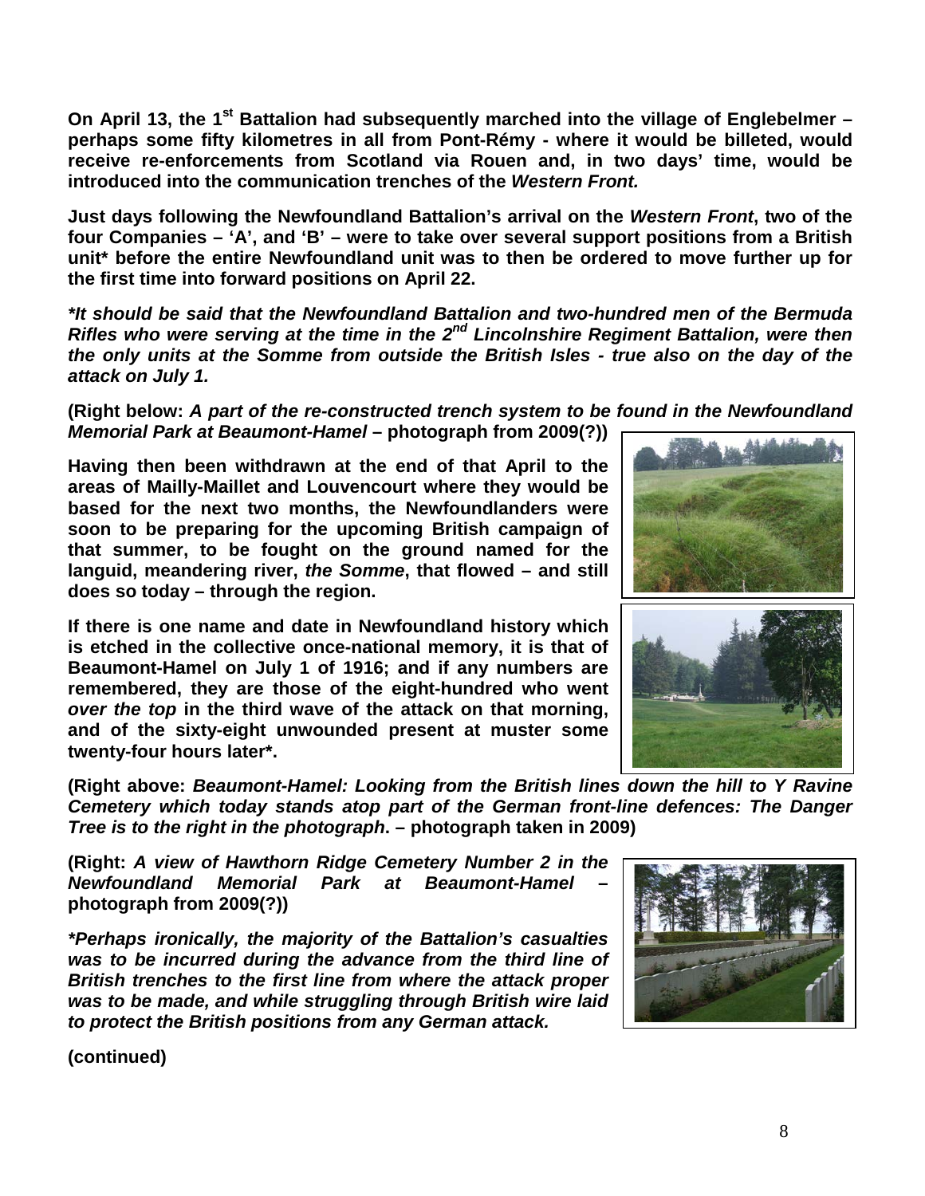**On April 13, the 1st Battalion had subsequently marched into the village of Englebelmer – perhaps some fifty kilometres in all from Pont-Rémy - where it would be billeted, would receive re-enforcements from Scotland via Rouen and, in two days' time, would be introduced into the communication trenches of the *Western Front.***

**Just days following the Newfoundland Battalion's arrival on the *Western Front*, two of the four Companies – 'A', and 'B' – were to take over several support positions from a British unit* before the entire Newfoundland unit was to then be ordered to move further up for the first time into forward positions on April 22.**

***\*It should be said that the Newfoundland Battalion and two-hundred men of the Bermuda Rifles who were serving at the time in the 2nd Lincolnshire Regiment Battalion, were then the only units at the Somme from outside the British Isles - true also on the day of the attack on July 1.***

**(Right below: *A part of the re-constructed trench system to be found in the Newfoundland Memorial Park at Beaumont-Hamel* – photograph from 2009(?))**

**Having then been withdrawn at the end of that April to the areas of Mailly-Maillet and Louvencourt where they would be based for the next two months, the Newfoundlanders were soon to be preparing for the upcoming British campaign of that summer, to be fought on the ground named for the languid, meandering river, *the Somme*, that flowed – and still does so today – through the region.**

**If there is one name and date in Newfoundland history which is etched in the collective once-national memory, it is that of Beaumont-Hamel on July 1 of 1916; and if any numbers are remembered, they are those of the eight-hundred who went *over the top* in the third wave of the attack on that morning, and of the sixty-eight unwounded present at muster some twenty-four hours later*.**

**(Right above: *Beaumont-Hamel: Looking from the British lines down the hill to Y Ravine Cemetery which today stands atop part of the German front-line defences: The Danger Tree is to the right in the photograph*. – photograph taken in 2009)**

**(Right: *A view of Hawthorn Ridge Cemetery Number 2 in the Newfoundland Memorial Park at Beaumont-Hamel* – photograph from 2009(?))**

***\*Perhaps ironically, the majority of the Battalion's casualties was to be incurred during the advance from the third line of British trenches to the first line from where the attack proper was to be made, and while struggling through British wire laid to protect the British positions from any German attack.***

**(continued)**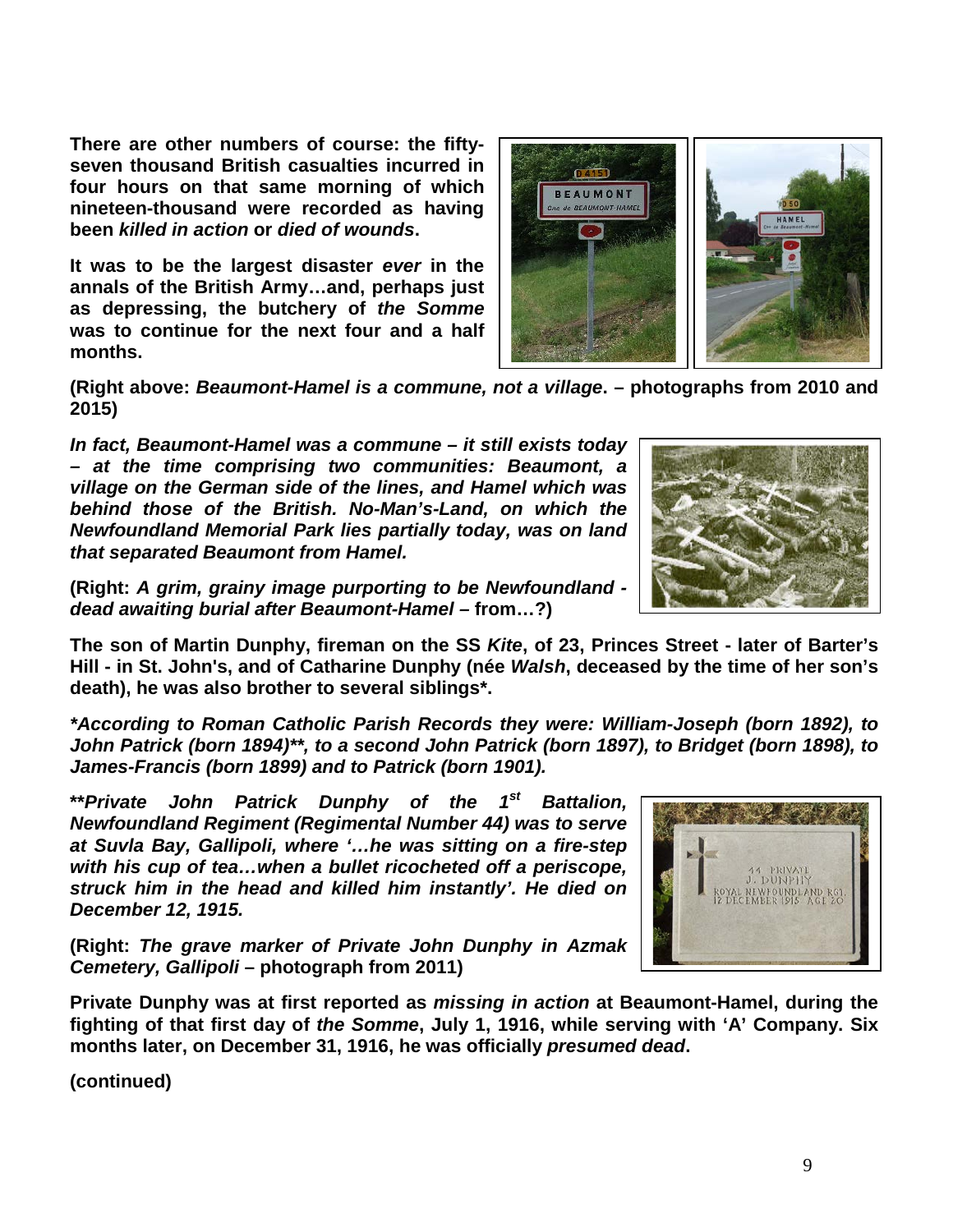**There are other numbers of course: the fifty-seven thousand British casualties incurred in four hours on that same morning of which nineteen-thousand were recorded as having been *killed in action* or *died of wounds*.**

**It was to be the largest disaster *ever* in the annals of the British Army…and, perhaps just as depressing, the butchery of *the Somme* was to continue for the next four and a half months.**

**(Right above: *Beaumont-Hamel is a commune, not a village*. – photographs from 2010 and 2015)**

***In fact, Beaumont-Hamel was a commune – it still exists today – at the time comprising two communities: Beaumont, a village on the German side of the lines, and Hamel which was behind those of the British. No-Man's-Land, on which the Newfoundland Memorial Park lies partially today, was on land that separated Beaumont from Hamel.***

**(Right: *A grim, grainy image purporting to be Newfoundland - dead awaiting burial after Beaumont-Hamel* – from…?)**

**The son of Martin Dunphy, fireman on the SS *Kite*, of 23, Princes Street - later of Barter's Hill - in St. John's, and of Catharine Dunphy (née *Walsh*, deceased by the time of her son's death), he was also brother to several siblings*.**

***\*According to Roman Catholic Parish Records they were: William-Joseph (born 1892), to John Patrick (born 1894)\*\*, to a second John Patrick (born 1897), to Bridget (born 1898), to James-Francis (born 1899) and to Patrick (born 1901).***

***\*\*Private John Patrick Dunphy of the 1st Battalion, Newfoundland Regiment (Regimental Number 44) was to serve at Suvla Bay, Gallipoli, where '…he was sitting on a fire-step with his cup of tea…when a bullet ricocheted off a periscope, struck him in the head and killed him instantly'. He died on December 12, 1915.***

**(Right: *The grave marker of Private John Dunphy in Azmak Cemetery, Gallipoli* – photograph from 2011)**

**Private Dunphy was at first reported as *missing in action* at Beaumont-Hamel, during the fighting of that first day of *the Somme*, July 1, 1916, while serving with 'A' Company. Six months later, on December 31, 1916, he was officially *presumed dead*.**

**(continued)**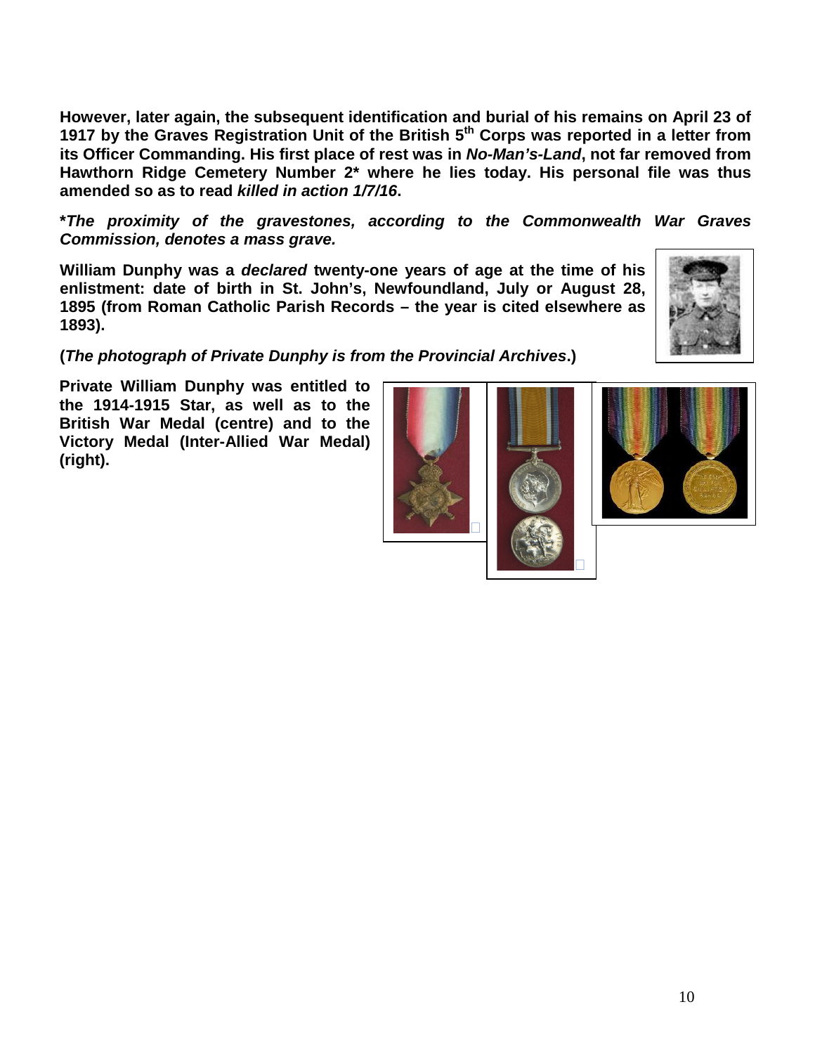**However, later again, the subsequent identification and burial of his remains on April 23 of 1917 by the Graves Registration Unit of the British 5th Corps was reported in a letter from its Officer Commanding. His first place of rest was in *No-Man's-Land*, not far removed from Hawthorn Ridge Cemetery Number 2\* where he lies today. His personal file was thus amended so as to read *killed in action 1/7/16*.**

***\*The proximity of the gravestones, according to the Commonwealth War Graves Commission, denotes a mass grave.***

**William Dunphy was a *declared* twenty-one years of age at the time of his enlistment: date of birth in St. John's, Newfoundland, July or August 28, 1895 (from Roman Catholic Parish Records – the year is cited elsewhere as 1893).**

**(*The photograph of Private Dunphy is from the Provincial Archives*.)**

**Private William Dunphy was entitled to the 1914-1915 Star, as well as to the British War Medal (centre) and to the Victory Medal (Inter-Allied War Medal) (right).**